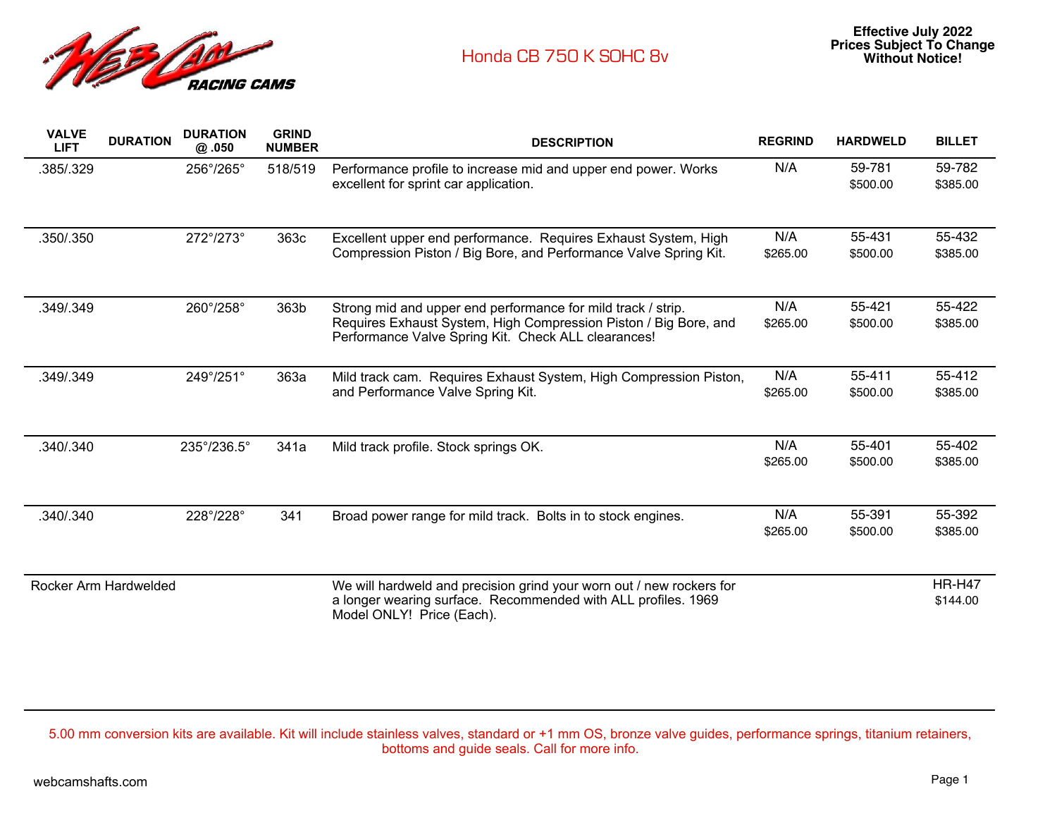Web Cam Racing Cams

# Honda CB 750 K SOHC 8v

**Effective July 2022**
**Prices Subject To Change Without Notice!**

| VALVE LIFT | DURATION | DURATION @ .050 | GRIND NUMBER | DESCRIPTION | REGRIND | HARDWELD | BILLET |
|---|---|---|---|---|---|---|---|
| .385/.329 | | 256°/265° | 518/519 | Performance profile to increase mid and upper end power. Works excellent for sprint car application. | N/A | 59-781 $500.00 | 59-782 $385.00 |
| .350/.350 | | 272°/273° | 363c | Excellent upper end performance. Requires Exhaust System, High Compression Piston / Big Bore, and Performance Valve Spring Kit. | N/A $265.00 | 55-431 $500.00 | 55-432 $385.00 |
| .349/.349 | | 260°/258° | 363b | Strong mid and upper end performance for mild track / strip. Requires Exhaust System, High Compression Piston / Big Bore, and Performance Valve Spring Kit. Check ALL clearances! | N/A $265.00 | 55-421 $500.00 | 55-422 $385.00 |
| .349/.349 | | 249°/251° | 363a | Mild track cam. Requires Exhaust System, High Compression Piston, and Performance Valve Spring Kit. | N/A $265.00 | 55-411 $500.00 | 55-412 $385.00 |
| .340/.340 | | 235°/236.5° | 341a | Mild track profile. Stock springs OK. | N/A $265.00 | 55-401 $500.00 | 55-402 $385.00 |
| .340/.340 | | 228°/228° | 341 | Broad power range for mild track. Bolts in to stock engines. | N/A $265.00 | 55-391 $500.00 | 55-392 $385.00 |
| Rocker Arm Hardwelded | | | | We will hardweld and precision grind your worn out / new rockers for a longer wearing surface. Recommended with ALL profiles. 1969 Model ONLY! Price (Each). | | | HR-H47 $144.00 |

5.00 mm conversion kits are available. Kit will include stainless valves, standard or +1 mm OS, bronze valve guides, performance springs, titanium retainers, bottoms and guide seals. Call for more info.

webcamshafts.com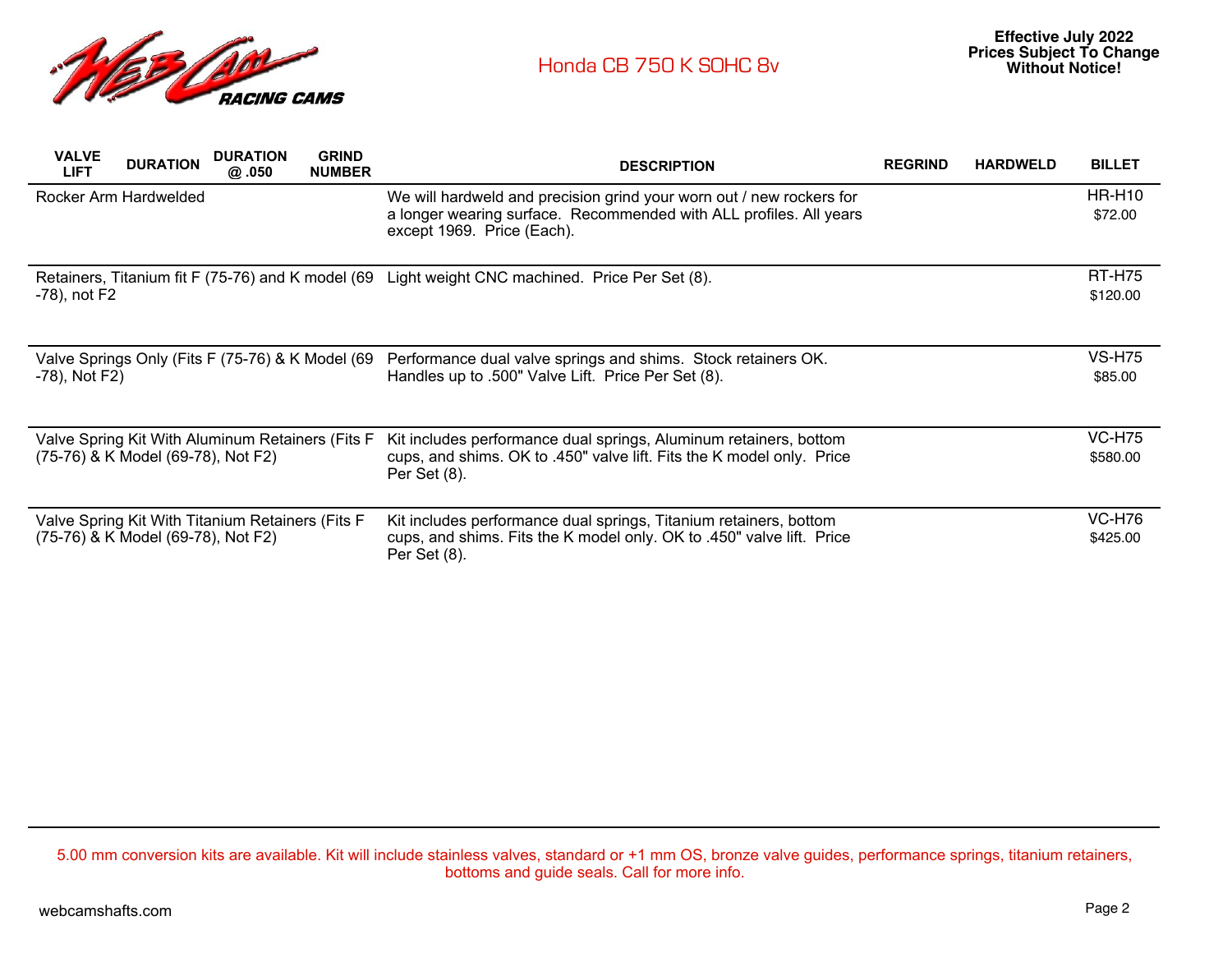# Honda CB 750 K SOHC 8v

**Effective July 2022**
**Prices Subject To Change Without Notice!**

| VALVE LIFT | DURATION | DURATION @ .050 | GRIND NUMBER | DESCRIPTION | REGRIND | HARDWELD | BILLET |
|---|---|---|---|---|---|---|---|
| Rocker Arm Hardwelded | | | | We will hardweld and precision grind your worn out / new rockers for a longer wearing surface. Recommended with ALL profiles. All years except 1969. Price (Each). | | | HR-H10 $72.00 |
| Retainers, Titanium fit F (75-76) and K model (69 -78), not F2 | | | | Light weight CNC machined. Price Per Set (8). | | | RT-H75 $120.00 |
| Valve Springs Only (Fits F (75-76) & K Model (69 -78), Not F2) | | | | Performance dual valve springs and shims. Stock retainers OK. Handles up to .500" Valve Lift. Price Per Set (8). | | | VS-H75 $85.00 |
| Valve Spring Kit With Aluminum Retainers (Fits F (75-76) & K Model (69-78), Not F2) | | | | Kit includes performance dual springs, Aluminum retainers, bottom cups, and shims. OK to .450" valve lift. Fits the K model only. Price Per Set (8). | | | VC-H75 $580.00 |
| Valve Spring Kit With Titanium Retainers (Fits F (75-76) & K Model (69-78), Not F2) | | | | Kit includes performance dual springs, Titanium retainers, bottom cups, and shims. Fits the K model only. OK to .450" valve lift. Price Per Set (8). | | | VC-H76 $425.00 |

5.00 mm conversion kits are available. Kit will include stainless valves, standard or +1 mm OS, bronze valve guides, performance springs, titanium retainers, bottoms and guide seals. Call for more info.

webcamshafts.com